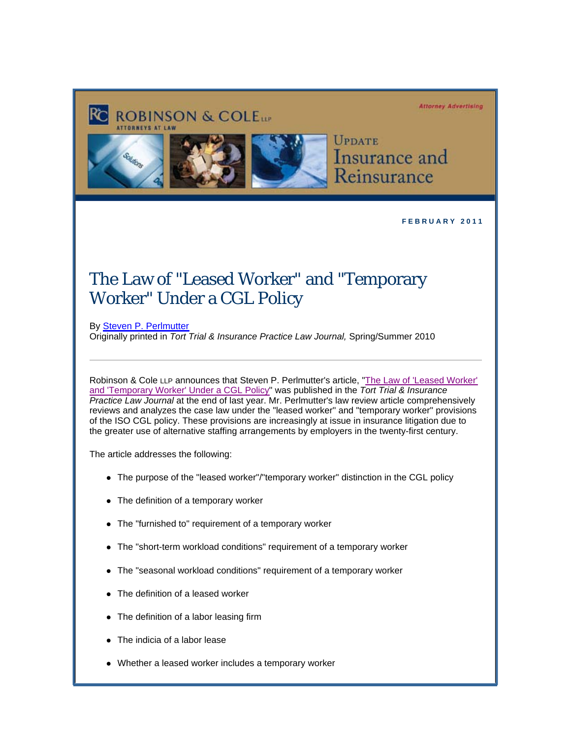ROBINSON & COLE LLP
ATTORNEYS AT LAW

Attorney Advertising

UPDATE
Insurance and Reinsurance

FEBRUARY 2011

# The Law of "Leased Worker" and "Temporary Worker" Under a CGL Policy

By Steven P. Perlmutter
Originally printed in *Tort Trial & Insurance Practice Law Journal,* Spring/Summer 2010

---

Robinson & Cole LLP announces that Steven P. Perlmutter's article, "The Law of 'Leased Worker' and 'Temporary Worker' Under a CGL Policy" was published in the *Tort Trial & Insurance Practice Law Journal* at the end of last year. Mr. Perlmutter's law review article comprehensively reviews and analyzes the case law under the "leased worker" and "temporary worker" provisions of the ISO CGL policy. These provisions are increasingly at issue in insurance litigation due to the greater use of alternative staffing arrangements by employers in the twenty-first century.

The article addresses the following:

- The purpose of the "leased worker"/"temporary worker" distinction in the CGL policy
- The definition of a temporary worker
- The "furnished to" requirement of a temporary worker
- The "short-term workload conditions" requirement of a temporary worker
- The "seasonal workload conditions" requirement of a temporary worker
- The definition of a leased worker
- The definition of a labor leasing firm
- The indicia of a labor lease
- Whether a leased worker includes a temporary worker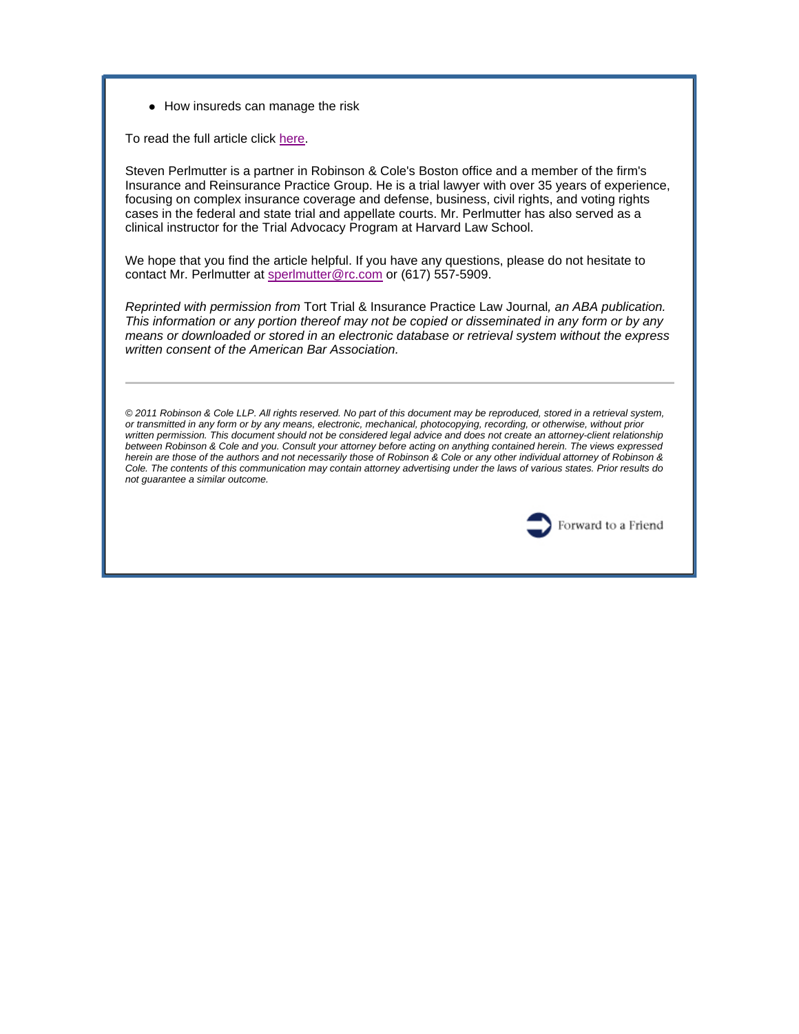- How insureds can manage the risk

To read the full article click here.

Steven Perlmutter is a partner in Robinson & Cole's Boston office and a member of the firm's Insurance and Reinsurance Practice Group. He is a trial lawyer with over 35 years of experience, focusing on complex insurance coverage and defense, business, civil rights, and voting rights cases in the federal and state trial and appellate courts. Mr. Perlmutter has also served as a clinical instructor for the Trial Advocacy Program at Harvard Law School.

We hope that you find the article helpful. If you have any questions, please do not hesitate to contact Mr. Perlmutter at sperlmutter@rc.com or (617) 557-5909.

*Reprinted with permission from* Tort Trial & Insurance Practice Law Journal*, an ABA publication. This information or any portion thereof may not be copied or disseminated in any form or by any means or downloaded or stored in an electronic database or retrieval system without the express written consent of the American Bar Association.*

---

*© 2011 Robinson & Cole LLP. All rights reserved. No part of this document may be reproduced, stored in a retrieval system, or transmitted in any form or by any means, electronic, mechanical, photocopying, recording, or otherwise, without prior written permission. This document should not be considered legal advice and does not create an attorney-client relationship between Robinson & Cole and you. Consult your attorney before acting on anything contained herein. The views expressed herein are those of the authors and not necessarily those of Robinson & Cole or any other individual attorney of Robinson & Cole. The contents of this communication may contain attorney advertising under the laws of various states. Prior results do not guarantee a similar outcome.*

Forward to a Friend